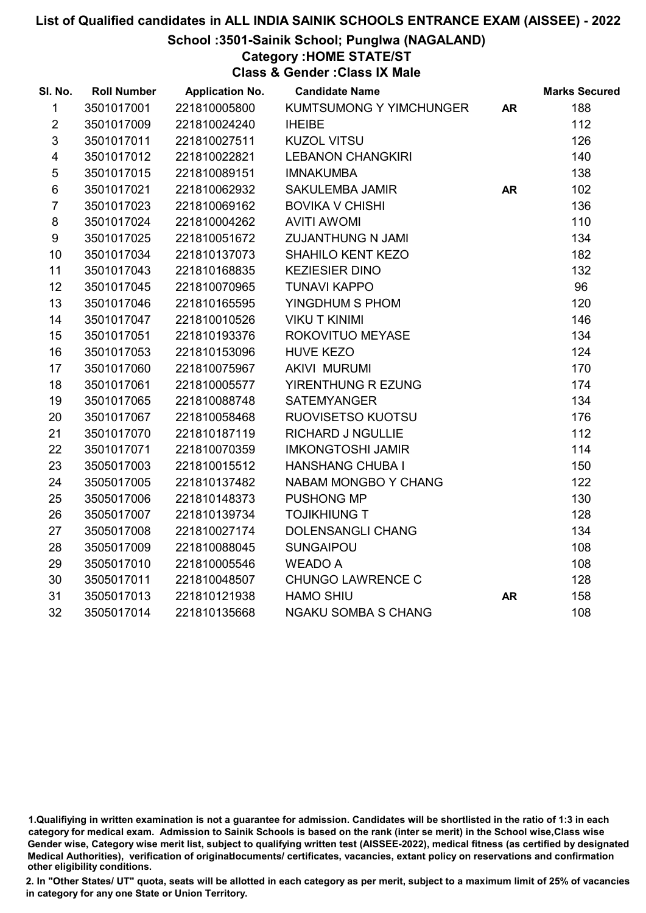# List of Qualified candidates in ALL INDIA SAINIK SCHOOLS ENTRANCE EXAM (AISSEE) - 2022

## School :3501-Sainik School; Punglwa (NAGALAND)

### Category :HOME STATE/ST

### Class & Gender :Class IX Male

| Sl. No. | Roll Number | Application No. | Candidate Name | | Marks Secured |
|---|---|---|---|---|---|
| 1 | 3501017001 | 221810005800 | KUMTSUMONG Y YIMCHUNGER | AR | 188 |
| 2 | 3501017009 | 221810024240 | IHEIBE | | 112 |
| 3 | 3501017011 | 221810027511 | KUZOL VITSU | | 126 |
| 4 | 3501017012 | 221810022821 | LEBANON CHANGKIRI | | 140 |
| 5 | 3501017015 | 221810089151 | IMNAKUMBA | | 138 |
| 6 | 3501017021 | 221810062932 | SAKULEMBA JAMIR | AR | 102 |
| 7 | 3501017023 | 221810069162 | BOVIKA V CHISHI | | 136 |
| 8 | 3501017024 | 221810004262 | AVITI AWOMI | | 110 |
| 9 | 3501017025 | 221810051672 | ZUJANTHUNG N JAMI | | 134 |
| 10 | 3501017034 | 221810137073 | SHAHILO KENT KEZO | | 182 |
| 11 | 3501017043 | 221810168835 | KEZIESIER DINO | | 132 |
| 12 | 3501017045 | 221810070965 | TUNAVI KAPPO | | 96 |
| 13 | 3501017046 | 221810165595 | YINGDHUM S PHOM | | 120 |
| 14 | 3501017047 | 221810010526 | VIKU T KINIMI | | 146 |
| 15 | 3501017051 | 221810193376 | ROKOVITUO MEYASE | | 134 |
| 16 | 3501017053 | 221810153096 | HUVE KEZO | | 124 |
| 17 | 3501017060 | 221810075967 | AKIVI MURUMI | | 170 |
| 18 | 3501017061 | 221810005577 | YIRENTHUNG R EZUNG | | 174 |
| 19 | 3501017065 | 221810088748 | SATEMYANGER | | 134 |
| 20 | 3501017067 | 221810058468 | RUOVISETSO KUOTSU | | 176 |
| 21 | 3501017070 | 221810187119 | RICHARD J NGULLIE | | 112 |
| 22 | 3501017071 | 221810070359 | IMKONGTOSHI JAMIR | | 114 |
| 23 | 3505017003 | 221810015512 | HANSHANG CHUBA I | | 150 |
| 24 | 3505017005 | 221810137482 | NABAM MONGBO Y CHANG | | 122 |
| 25 | 3505017006 | 221810148373 | PUSHONG MP | | 130 |
| 26 | 3505017007 | 221810139734 | TOJIKHIUNG T | | 128 |
| 27 | 3505017008 | 221810027174 | DOLENSANGLI CHANG | | 134 |
| 28 | 3505017009 | 221810088045 | SUNGAIPOU | | 108 |
| 29 | 3505017010 | 221810005546 | WEADO A | | 108 |
| 30 | 3505017011 | 221810048507 | CHUNGO LAWRENCE C | | 128 |
| 31 | 3505017013 | 221810121938 | HAMO SHIU | AR | 158 |
| 32 | 3505017014 | 221810135668 | NGAKU SOMBA S CHANG | | 108 |

1.Qualifiying in written examination is not a guarantee for admission. Candidates will be shortlisted in the ratio of 1:3 in each category for medical exam. Admission to Sainik Schools is based on the rank (inter se merit) in the School wise,Class wise Gender wise, Category wise merit list, subject to qualifying written test (AISSEE-2022), medical fitness (as certified by designated Medical Authorities), verification of originaldocuments/ certificates, vacancies, extant policy on reservations and confirmation other eligibility conditions.

2. In "Other States/ UT" quota, seats will be allotted in each category as per merit, subject to a maximum limit of 25% of vacancies in category for any one State or Union Territory.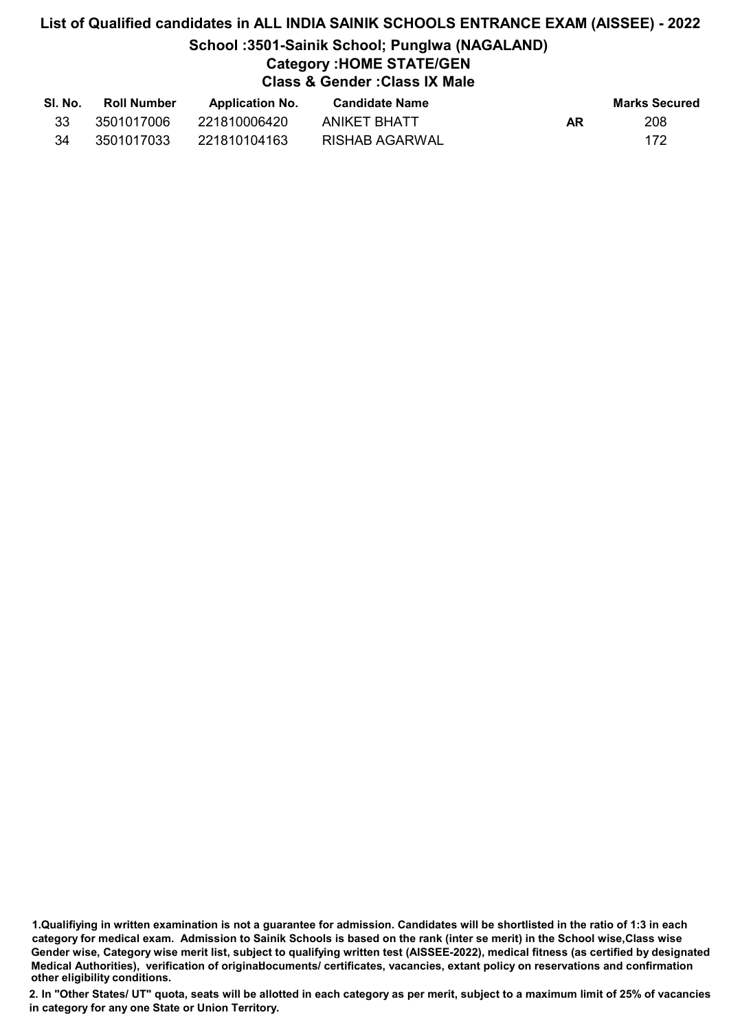# List of Qualified candidates in ALL INDIA SAINIK SCHOOLS ENTRANCE EXAM (AISSEE) - 2022

## School :3501-Sainik School; Punglwa (NAGALAND)

### Category :HOME STATE/GEN

### Class & Gender :Class IX Male

| Sl. No. | Roll Number | Application No. | Candidate Name | | Marks Secured |
|---|---|---|---|---|---|
| 33 | 3501017006 | 221810006420 | ANIKET BHATT | AR | 208 |
| 34 | 3501017033 | 221810104163 | RISHAB AGARWAL | | 172 |

1.Qualifiying in written examination is not a guarantee for admission. Candidates will be shortlisted in the ratio of 1:3 in each category for medical exam. Admission to Sainik Schools is based on the rank (inter se merit) in the School wise,Class wise Gender wise, Category wise merit list, subject to qualifying written test (AISSEE-2022), medical fitness (as certified by designated Medical Authorities), verification of originaldocuments/ certificates, vacancies, extant policy on reservations and confirmation other eligibility conditions.

2. In "Other States/ UT" quota, seats will be allotted in each category as per merit, subject to a maximum limit of 25% of vacancies in category for any one State or Union Territory.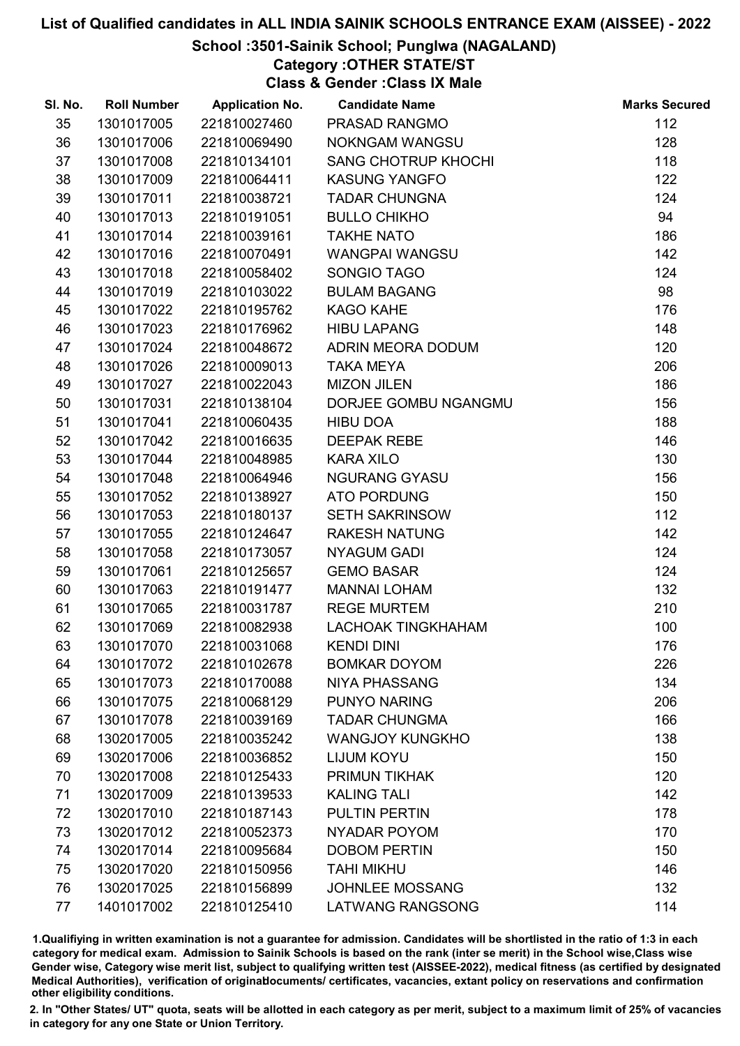# List of Qualified candidates in ALL INDIA SAINIK SCHOOLS ENTRANCE EXAM (AISSEE) - 2022

## School :3501-Sainik School; Punglwa (NAGALAND)

### Category :OTHER STATE/ST

### Class & Gender :Class IX Male

| Sl. No. | Roll Number | Application No. | Candidate Name | Marks Secured |
|---|---|---|---|---|
| 35 | 1301017005 | 221810027460 | PRASAD RANGMO | 112 |
| 36 | 1301017006 | 221810069490 | NOKNGAM WANGSU | 128 |
| 37 | 1301017008 | 221810134101 | SANG CHOTRUP KHOCHI | 118 |
| 38 | 1301017009 | 221810064411 | KASUNG YANGFO | 122 |
| 39 | 1301017011 | 221810038721 | TADAR CHUNGNA | 124 |
| 40 | 1301017013 | 221810191051 | BULLO CHIKHO | 94 |
| 41 | 1301017014 | 221810039161 | TAKHE NATO | 186 |
| 42 | 1301017016 | 221810070491 | WANGPAI WANGSU | 142 |
| 43 | 1301017018 | 221810058402 | SONGIO TAGO | 124 |
| 44 | 1301017019 | 221810103022 | BULAM BAGANG | 98 |
| 45 | 1301017022 | 221810195762 | KAGO KAHE | 176 |
| 46 | 1301017023 | 221810176962 | HIBU LAPANG | 148 |
| 47 | 1301017024 | 221810048672 | ADRIN MEORA DODUM | 120 |
| 48 | 1301017026 | 221810009013 | TAKA MEYA | 206 |
| 49 | 1301017027 | 221810022043 | MIZON JILEN | 186 |
| 50 | 1301017031 | 221810138104 | DORJEE GOMBU NGANGMU | 156 |
| 51 | 1301017041 | 221810060435 | HIBU DOA | 188 |
| 52 | 1301017042 | 221810016635 | DEEPAK REBE | 146 |
| 53 | 1301017044 | 221810048985 | KARA XILO | 130 |
| 54 | 1301017048 | 221810064946 | NGURANG GYASU | 156 |
| 55 | 1301017052 | 221810138927 | ATO PORDUNG | 150 |
| 56 | 1301017053 | 221810180137 | SETH SAKRINSOW | 112 |
| 57 | 1301017055 | 221810124647 | RAKESH NATUNG | 142 |
| 58 | 1301017058 | 221810173057 | NYAGUM GADI | 124 |
| 59 | 1301017061 | 221810125657 | GEMO BASAR | 124 |
| 60 | 1301017063 | 221810191477 | MANNAI LOHAM | 132 |
| 61 | 1301017065 | 221810031787 | REGE MURTEM | 210 |
| 62 | 1301017069 | 221810082938 | LACHOAK TINGKHAHAM | 100 |
| 63 | 1301017070 | 221810031068 | KENDI DINI | 176 |
| 64 | 1301017072 | 221810102678 | BOMKAR DOYOM | 226 |
| 65 | 1301017073 | 221810170088 | NIYA PHASSANG | 134 |
| 66 | 1301017075 | 221810068129 | PUNYO NARING | 206 |
| 67 | 1301017078 | 221810039169 | TADAR CHUNGMA | 166 |
| 68 | 1302017005 | 221810035242 | WANGJOY KUNGKHO | 138 |
| 69 | 1302017006 | 221810036852 | LIJUM KOYU | 150 |
| 70 | 1302017008 | 221810125433 | PRIMUN TIKHAK | 120 |
| 71 | 1302017009 | 221810139533 | KALING TALI | 142 |
| 72 | 1302017010 | 221810187143 | PULTIN PERTIN | 178 |
| 73 | 1302017012 | 221810052373 | NYADAR POYOM | 170 |
| 74 | 1302017014 | 221810095684 | DOBOM PERTIN | 150 |
| 75 | 1302017020 | 221810150956 | TAHI MIKHU | 146 |
| 76 | 1302017025 | 221810156899 | JOHNLEE MOSSANG | 132 |
| 77 | 1401017002 | 221810125410 | LATWANG RANGSONG | 114 |

1.Qualifiying in written examination is not a guarantee for admission. Candidates will be shortlisted in the ratio of 1:3 in each category for medical exam. Admission to Sainik Schools is based on the rank (inter se merit) in the School wise,Class wise Gender wise, Category wise merit list, subject to qualifying written test (AISSEE-2022), medical fitness (as certified by designated Medical Authorities), verification of originaldocuments/ certificates, vacancies, extant policy on reservations and confirmation other eligibility conditions.

2. In "Other States/ UT" quota, seats will be allotted in each category as per merit, subject to a maximum limit of 25% of vacancies in category for any one State or Union Territory.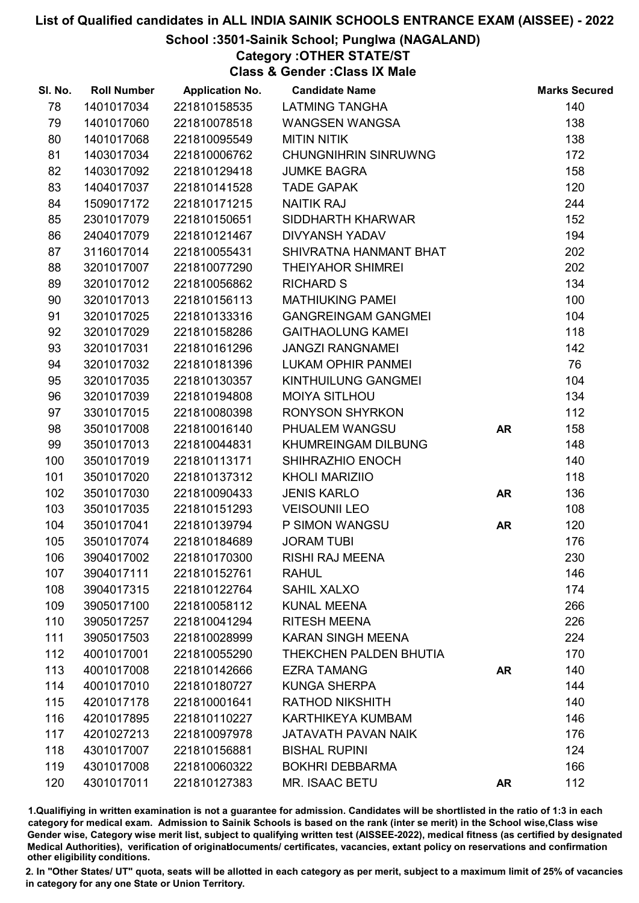# List of Qualified candidates in ALL INDIA SAINIK SCHOOLS ENTRANCE EXAM (AISSEE) - 2022

## School :3501-Sainik School; Punglwa (NAGALAND)

### Category :OTHER STATE/ST

### Class & Gender :Class IX Male

| Sl. No. | Roll Number | Application No. | Candidate Name | | Marks Secured |
|---|---|---|---|---|---|
| 78 | 1401017034 | 221810158535 | LATMING TANGHA | | 140 |
| 79 | 1401017060 | 221810078518 | WANGSEN WANGSA | | 138 |
| 80 | 1401017068 | 221810095549 | MITIN NITIK | | 138 |
| 81 | 1403017034 | 221810006762 | CHUNGNIHRIN SINRUWNG | | 172 |
| 82 | 1403017092 | 221810129418 | JUMKE BAGRA | | 158 |
| 83 | 1404017037 | 221810141528 | TADE GAPAK | | 120 |
| 84 | 1509017172 | 221810171215 | NAITIK RAJ | | 244 |
| 85 | 2301017079 | 221810150651 | SIDDHARTH KHARWAR | | 152 |
| 86 | 2404017079 | 221810121467 | DIVYANSH YADAV | | 194 |
| 87 | 3116017014 | 221810055431 | SHIVRATNA HANMANT BHAT | | 202 |
| 88 | 3201017007 | 221810077290 | THEIYAHOR SHIMREI | | 202 |
| 89 | 3201017012 | 221810056862 | RICHARD S | | 134 |
| 90 | 3201017013 | 221810156113 | MATHIUKING PAMEI | | 100 |
| 91 | 3201017025 | 221810133316 | GANGREINGAM GANGMEI | | 104 |
| 92 | 3201017029 | 221810158286 | GAITHAOLUNG KAMEI | | 118 |
| 93 | 3201017031 | 221810161296 | JANGZI RANGNAMEI | | 142 |
| 94 | 3201017032 | 221810181396 | LUKAM OPHIR PANMEI | | 76 |
| 95 | 3201017035 | 221810130357 | KINTHUILUNG GANGMEI | | 104 |
| 96 | 3201017039 | 221810194808 | MOIYA SITLHOU | | 134 |
| 97 | 3301017015 | 221810080398 | RONYSON SHYRKON | | 112 |
| 98 | 3501017008 | 221810016140 | PHUALEM WANGSU | **AR** | 158 |
| 99 | 3501017013 | 221810044831 | KHUMREINGAM DILBUNG | | 148 |
| 100 | 3501017019 | 221810113171 | SHIHRAZHIO ENOCH | | 140 |
| 101 | 3501017020 | 221810137312 | KHOLI MARIZIIO | | 118 |
| 102 | 3501017030 | 221810090433 | JENIS KARLO | **AR** | 136 |
| 103 | 3501017035 | 221810151293 | VEISOUNII LEO | | 108 |
| 104 | 3501017041 | 221810139794 | P SIMON WANGSU | **AR** | 120 |
| 105 | 3501017074 | 221810184689 | JORAM TUBI | | 176 |
| 106 | 3904017002 | 221810170300 | RISHI RAJ MEENA | | 230 |
| 107 | 3904017111 | 221810152761 | RAHUL | | 146 |
| 108 | 3904017315 | 221810122764 | SAHIL XALXO | | 174 |
| 109 | 3905017100 | 221810058112 | KUNAL MEENA | | 266 |
| 110 | 3905017257 | 221810041294 | RITESH MEENA | | 226 |
| 111 | 3905017503 | 221810028999 | KARAN SINGH MEENA | | 224 |
| 112 | 4001017001 | 221810055290 | THEKCHEN PALDEN BHUTIA | | 170 |
| 113 | 4001017008 | 221810142666 | EZRA TAMANG | **AR** | 140 |
| 114 | 4001017010 | 221810180727 | KUNGA SHERPA | | 144 |
| 115 | 4201017178 | 221810001641 | RATHOD NIKSHITH | | 140 |
| 116 | 4201017895 | 221810110227 | KARTHIKEYA KUMBAM | | 146 |
| 117 | 4201027213 | 221810097978 | JATAVATH PAVAN NAIK | | 176 |
| 118 | 4301017007 | 221810156881 | BISHAL RUPINI | | 124 |
| 119 | 4301017008 | 221810060322 | BOKHRI DEBBARMA | | 166 |
| 120 | 4301017011 | 221810127383 | MR. ISAAC BETU | **AR** | 112 |

1.Qualifying in written examination is not a guarantee for admission. Candidates will be shortlisted in the ratio of 1:3 in each category for medical exam. Admission to Sainik Schools is based on the rank (inter se merit) in the School wise,Class wise Gender wise, Category wise merit list, subject to qualifying written test (AISSEE-2022), medical fitness (as certified by designated Medical Authorities), verification of originaldocuments/ certificates, vacancies, extant policy on reservations and confirmation other eligibility conditions.

2. In "Other States/ UT" quota, seats will be allotted in each category as per merit, subject to a maximum limit of 25% of vacancies in category for any one State or Union Territory.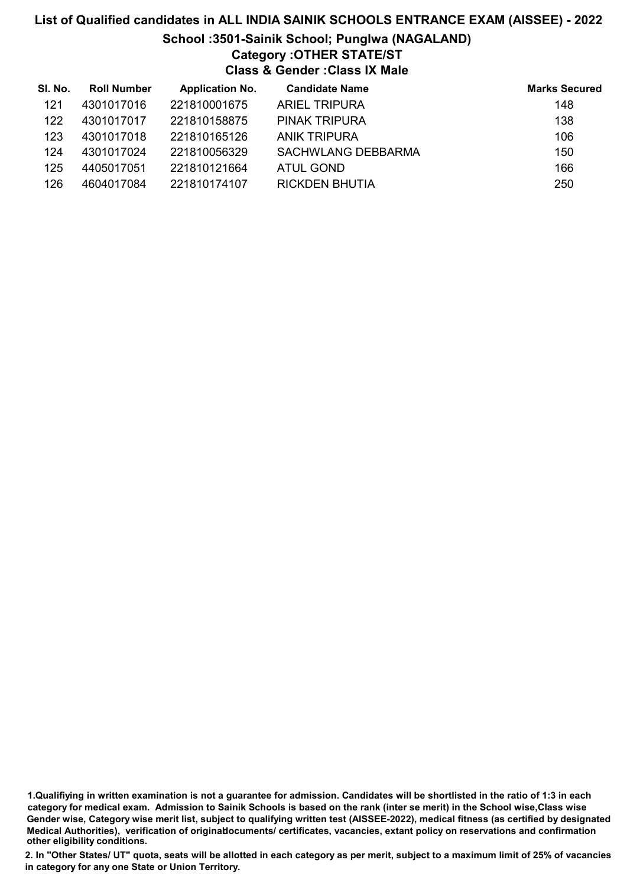# List of Qualified candidates in ALL INDIA SAINIK SCHOOLS ENTRANCE EXAM (AISSEE) - 2022

## School :3501-Sainik School; Punglwa (NAGALAND)

### Category :OTHER STATE/ST

### Class & Gender :Class IX Male

| Sl. No. | Roll Number | Application No. | Candidate Name | Marks Secured |
|---|---|---|---|---|
| 121 | 4301017016 | 221810001675 | ARIEL TRIPURA | 148 |
| 122 | 4301017017 | 221810158875 | PINAK TRIPURA | 138 |
| 123 | 4301017018 | 221810165126 | ANIK TRIPURA | 106 |
| 124 | 4301017024 | 221810056329 | SACHWLANG DEBBARMA | 150 |
| 125 | 4405017051 | 221810121664 | ATUL GOND | 166 |
| 126 | 4604017084 | 221810174107 | RICKDEN BHUTIA | 250 |

**1.Qualifiying in written examination is not a guarantee for admission. Candidates will be shortlisted in the ratio of 1:3 in each category for medical exam. Admission to Sainik Schools is based on the rank (inter se merit) in the School wise,Class wise Gender wise, Category wise merit list, subject to qualifying written test (AISSEE-2022), medical fitness (as certified by designated Medical Authorities), verification of originaldocuments/ certificates, vacancies, extant policy on reservations and confirmation other eligibility conditions.**

**2. In "Other States/ UT" quota, seats will be allotted in each category as per merit, subject to a maximum limit of 25% of vacancies in category for any one State or Union Territory.**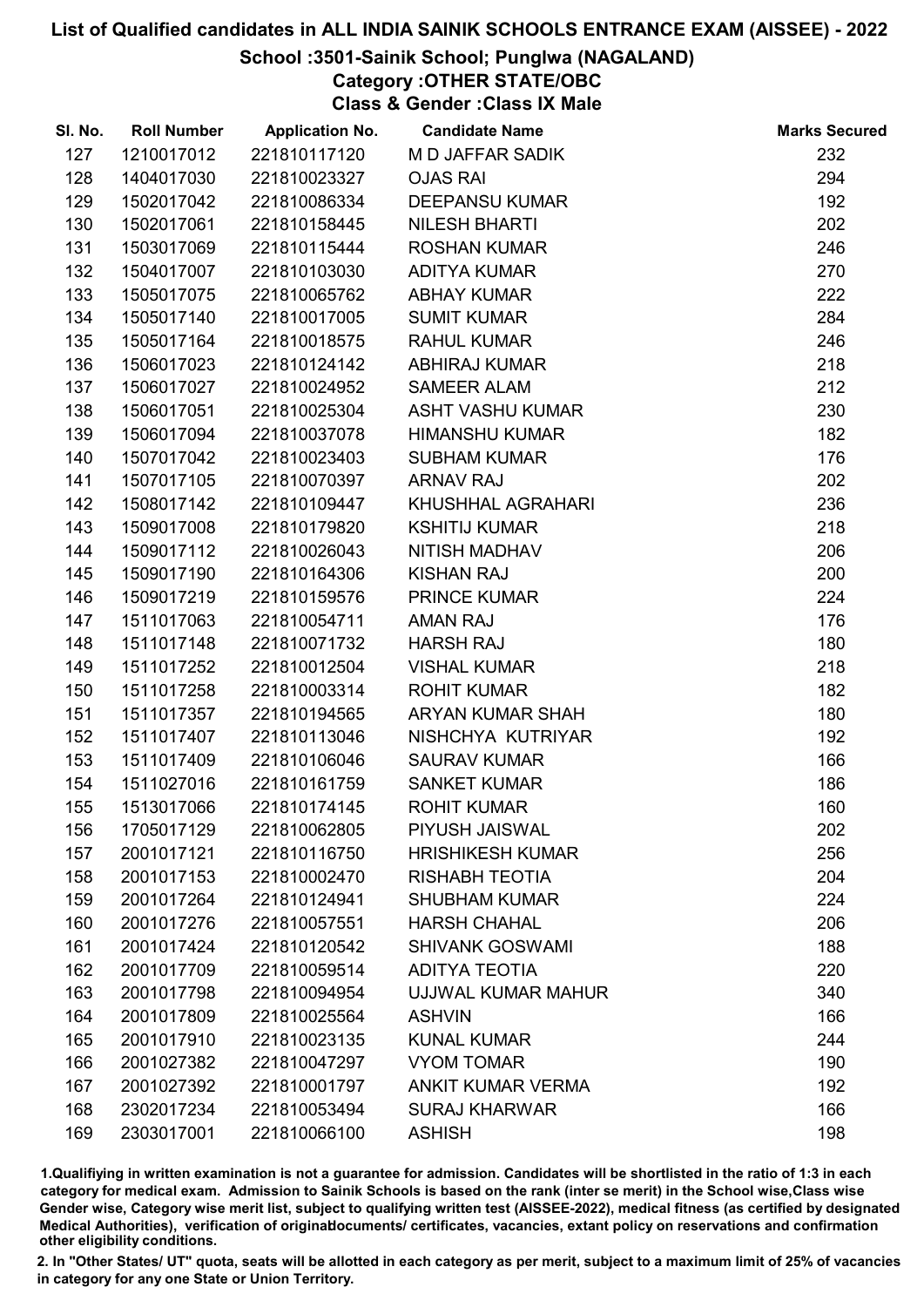# List of Qualified candidates in ALL INDIA SAINIK SCHOOLS ENTRANCE EXAM (AISSEE) - 2022

## School :3501-Sainik School; Punglwa (NAGALAND)

### Category :OTHER STATE/OBC

### Class & Gender :Class IX Male

| Sl. No. | Roll Number | Application No. | Candidate Name | Marks Secured |
|---|---|---|---|---|
| 127 | 1210017012 | 221810117120 | M D JAFFAR SADIK | 232 |
| 128 | 1404017030 | 221810023327 | OJAS RAI | 294 |
| 129 | 1502017042 | 221810086334 | DEEPANSU KUMAR | 192 |
| 130 | 1502017061 | 221810158445 | NILESH BHARTI | 202 |
| 131 | 1503017069 | 221810115444 | ROSHAN KUMAR | 246 |
| 132 | 1504017007 | 221810103030 | ADITYA KUMAR | 270 |
| 133 | 1505017075 | 221810065762 | ABHAY KUMAR | 222 |
| 134 | 1505017140 | 221810017005 | SUMIT KUMAR | 284 |
| 135 | 1505017164 | 221810018575 | RAHUL KUMAR | 246 |
| 136 | 1506017023 | 221810124142 | ABHIRAJ KUMAR | 218 |
| 137 | 1506017027 | 221810024952 | SAMEER ALAM | 212 |
| 138 | 1506017051 | 221810025304 | ASHT VASHU KUMAR | 230 |
| 139 | 1506017094 | 221810037078 | HIMANSHU KUMAR | 182 |
| 140 | 1507017042 | 221810023403 | SUBHAM KUMAR | 176 |
| 141 | 1507017105 | 221810070397 | ARNAV RAJ | 202 |
| 142 | 1508017142 | 221810109447 | KHUSHHAL AGRAHARI | 236 |
| 143 | 1509017008 | 221810179820 | KSHITIJ KUMAR | 218 |
| 144 | 1509017112 | 221810026043 | NITISH MADHAV | 206 |
| 145 | 1509017190 | 221810164306 | KISHAN RAJ | 200 |
| 146 | 1509017219 | 221810159576 | PRINCE KUMAR | 224 |
| 147 | 1511017063 | 221810054711 | AMAN RAJ | 176 |
| 148 | 1511017148 | 221810071732 | HARSH RAJ | 180 |
| 149 | 1511017252 | 221810012504 | VISHAL KUMAR | 218 |
| 150 | 1511017258 | 221810003314 | ROHIT KUMAR | 182 |
| 151 | 1511017357 | 221810194565 | ARYAN KUMAR SHAH | 180 |
| 152 | 1511017407 | 221810113046 | NISHCHYA KUTRIYAR | 192 |
| 153 | 1511017409 | 221810106046 | SAURAV KUMAR | 166 |
| 154 | 1511027016 | 221810161759 | SANKET KUMAR | 186 |
| 155 | 1513017066 | 221810174145 | ROHIT KUMAR | 160 |
| 156 | 1705017129 | 221810062805 | PIYUSH JAISWAL | 202 |
| 157 | 2001017121 | 221810116750 | HRISHIKESH KUMAR | 256 |
| 158 | 2001017153 | 221810002470 | RISHABH TEOTIA | 204 |
| 159 | 2001017264 | 221810124941 | SHUBHAM KUMAR | 224 |
| 160 | 2001017276 | 221810057551 | HARSH CHAHAL | 206 |
| 161 | 2001017424 | 221810120542 | SHIVANK GOSWAMI | 188 |
| 162 | 2001017709 | 221810059514 | ADITYA TEOTIA | 220 |
| 163 | 2001017798 | 221810094954 | UJJWAL KUMAR MAHUR | 340 |
| 164 | 2001017809 | 221810025564 | ASHVIN | 166 |
| 165 | 2001017910 | 221810023135 | KUNAL KUMAR | 244 |
| 166 | 2001027382 | 221810047297 | VYOM TOMAR | 190 |
| 167 | 2001027392 | 221810001797 | ANKIT KUMAR VERMA | 192 |
| 168 | 2302017234 | 221810053494 | SURAJ KHARWAR | 166 |
| 169 | 2303017001 | 221810066100 | ASHISH | 198 |

1.Qualifiying in written examination is not a guarantee for admission. Candidates will be shortlisted in the ratio of 1:3 in each category for medical exam. Admission to Sainik Schools is based on the rank (inter se merit) in the School wise,Class wise Gender wise, Category wise merit list, subject to qualifying written test (AISSEE-2022), medical fitness (as certified by designated Medical Authorities), verification of originaldocuments/ certificates, vacancies, extant policy on reservations and confirmation other eligibility conditions.

2. In "Other States/ UT" quota, seats will be allotted in each category as per merit, subject to a maximum limit of 25% of vacancies in category for any one State or Union Territory.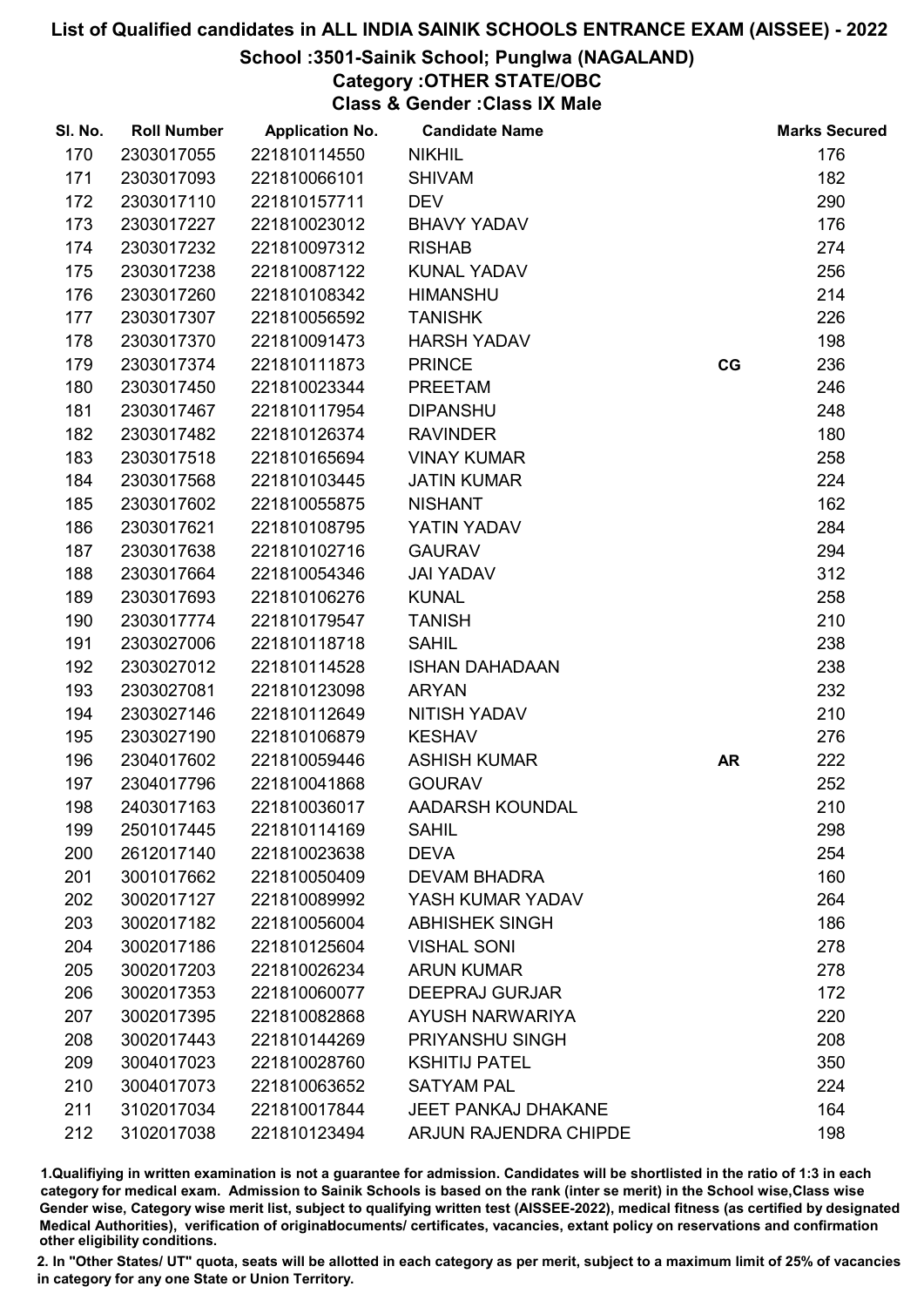# List of Qualified candidates in ALL INDIA SAINIK SCHOOLS ENTRANCE EXAM (AISSEE) - 2022

## School :3501-Sainik School; Punglwa (NAGALAND)

### Category :OTHER STATE/OBC

### Class & Gender :Class IX Male

| Sl. No. | Roll Number | Application No. | Candidate Name | | Marks Secured |
|---|---|---|---|---|---|
| 170 | 2303017055 | 221810114550 | NIKHIL | | 176 |
| 171 | 2303017093 | 221810066101 | SHIVAM | | 182 |
| 172 | 2303017110 | 221810157711 | DEV | | 290 |
| 173 | 2303017227 | 221810023012 | BHAVY YADAV | | 176 |
| 174 | 2303017232 | 221810097312 | RISHAB | | 274 |
| 175 | 2303017238 | 221810087122 | KUNAL YADAV | | 256 |
| 176 | 2303017260 | 221810108342 | HIMANSHU | | 214 |
| 177 | 2303017307 | 221810056592 | TANISHK | | 226 |
| 178 | 2303017370 | 221810091473 | HARSH YADAV | | 198 |
| 179 | 2303017374 | 221810111873 | PRINCE | CG | 236 |
| 180 | 2303017450 | 221810023344 | PREETAM | | 246 |
| 181 | 2303017467 | 221810117954 | DIPANSHU | | 248 |
| 182 | 2303017482 | 221810126374 | RAVINDER | | 180 |
| 183 | 2303017518 | 221810165694 | VINAY KUMAR | | 258 |
| 184 | 2303017568 | 221810103445 | JATIN KUMAR | | 224 |
| 185 | 2303017602 | 221810055875 | NISHANT | | 162 |
| 186 | 2303017621 | 221810108795 | YATIN YADAV | | 284 |
| 187 | 2303017638 | 221810102716 | GAURAV | | 294 |
| 188 | 2303017664 | 221810054346 | JAI YADAV | | 312 |
| 189 | 2303017693 | 221810106276 | KUNAL | | 258 |
| 190 | 2303017774 | 221810179547 | TANISH | | 210 |
| 191 | 2303027006 | 221810118718 | SAHIL | | 238 |
| 192 | 2303027012 | 221810114528 | ISHAN DAHADAAN | | 238 |
| 193 | 2303027081 | 221810123098 | ARYAN | | 232 |
| 194 | 2303027146 | 221810112649 | NITISH YADAV | | 210 |
| 195 | 2303027190 | 221810106879 | KESHAV | | 276 |
| 196 | 2304017602 | 221810059446 | ASHISH KUMAR | AR | 222 |
| 197 | 2304017796 | 221810041868 | GOURAV | | 252 |
| 198 | 2403017163 | 221810036017 | AADARSH KOUNDAL | | 210 |
| 199 | 2501017445 | 221810114169 | SAHIL | | 298 |
| 200 | 2612017140 | 221810023638 | DEVA | | 254 |
| 201 | 3001017662 | 221810050409 | DEVAM BHADRA | | 160 |
| 202 | 3002017127 | 221810089992 | YASH KUMAR YADAV | | 264 |
| 203 | 3002017182 | 221810056004 | ABHISHEK SINGH | | 186 |
| 204 | 3002017186 | 221810125604 | VISHAL SONI | | 278 |
| 205 | 3002017203 | 221810026234 | ARUN KUMAR | | 278 |
| 206 | 3002017353 | 221810060077 | DEEPRAJ GURJAR | | 172 |
| 207 | 3002017395 | 221810082868 | AYUSH NARWARIYA | | 220 |
| 208 | 3002017443 | 221810144269 | PRIYANSHU SINGH | | 208 |
| 209 | 3004017023 | 221810028760 | KSHITIJ PATEL | | 350 |
| 210 | 3004017073 | 221810063652 | SATYAM PAL | | 224 |
| 211 | 3102017034 | 221810017844 | JEET PANKAJ DHAKANE | | 164 |
| 212 | 3102017038 | 221810123494 | ARJUN RAJENDRA CHIPDE | | 198 |

1.Qualifying in written examination is not a guarantee for admission. Candidates will be shortlisted in the ratio of 1:3 in each category for medical exam. Admission to Sainik Schools is based on the rank (inter se merit) in the School wise,Class wise Gender wise, Category wise merit list, subject to qualifying written test (AISSEE-2022), medical fitness (as certified by designated Medical Authorities), verification of originaldocuments/ certificates, vacancies, extant policy on reservations and confirmation other eligibility conditions.

2. In "Other States/ UT" quota, seats will be allotted in each category as per merit, subject to a maximum limit of 25% of vacancies in category for any one State or Union Territory.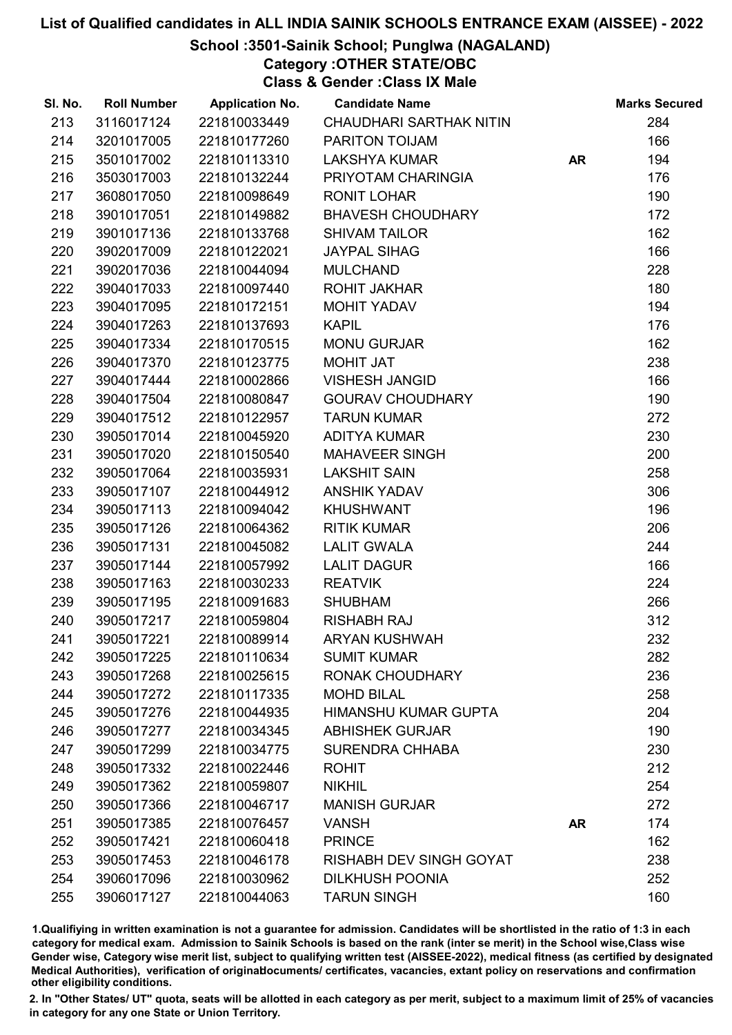# List of Qualified candidates in ALL INDIA SAINIK SCHOOLS ENTRANCE EXAM (AISSEE) - 2022

## School :3501-Sainik School; Punglwa (NAGALAND)

### Category :OTHER STATE/OBC

### Class & Gender :Class IX Male

| Sl. No. | Roll Number | Application No. | Candidate Name | | Marks Secured |
|---|---|---|---|---|---|
| 213 | 3116017124 | 221810033449 | CHAUDHARI SARTHAK NITIN | | 284 |
| 214 | 3201017005 | 221810177260 | PARITON TOIJAM | | 166 |
| 215 | 3501017002 | 221810113310 | LAKSHYA KUMAR | AR | 194 |
| 216 | 3503017003 | 221810132244 | PRIYOTAM CHARINGIA | | 176 |
| 217 | 3608017050 | 221810098649 | RONIT LOHAR | | 190 |
| 218 | 3901017051 | 221810149882 | BHAVESH CHOUDHARY | | 172 |
| 219 | 3901017136 | 221810133768 | SHIVAM TAILOR | | 162 |
| 220 | 3902017009 | 221810122021 | JAYPAL SIHAG | | 166 |
| 221 | 3902017036 | 221810044094 | MULCHAND | | 228 |
| 222 | 3904017033 | 221810097440 | ROHIT JAKHAR | | 180 |
| 223 | 3904017095 | 221810172151 | MOHIT YADAV | | 194 |
| 224 | 3904017263 | 221810137693 | KAPIL | | 176 |
| 225 | 3904017334 | 221810170515 | MONU GURJAR | | 162 |
| 226 | 3904017370 | 221810123775 | MOHIT JAT | | 238 |
| 227 | 3904017444 | 221810002866 | VISHESH JANGID | | 166 |
| 228 | 3904017504 | 221810080847 | GOURAV CHOUDHARY | | 190 |
| 229 | 3904017512 | 221810122957 | TARUN KUMAR | | 272 |
| 230 | 3905017014 | 221810045920 | ADITYA KUMAR | | 230 |
| 231 | 3905017020 | 221810150540 | MAHAVEER SINGH | | 200 |
| 232 | 3905017064 | 221810035931 | LAKSHIT SAIN | | 258 |
| 233 | 3905017107 | 221810044912 | ANSHIK YADAV | | 306 |
| 234 | 3905017113 | 221810094042 | KHUSHWANT | | 196 |
| 235 | 3905017126 | 221810064362 | RITIK KUMAR | | 206 |
| 236 | 3905017131 | 221810045082 | LALIT GWALA | | 244 |
| 237 | 3905017144 | 221810057992 | LALIT DAGUR | | 166 |
| 238 | 3905017163 | 221810030233 | REATVIK | | 224 |
| 239 | 3905017195 | 221810091683 | SHUBHAM | | 266 |
| 240 | 3905017217 | 221810059804 | RISHABH RAJ | | 312 |
| 241 | 3905017221 | 221810089914 | ARYAN KUSHWAH | | 232 |
| 242 | 3905017225 | 221810110634 | SUMIT KUMAR | | 282 |
| 243 | 3905017268 | 221810025615 | RONAK CHOUDHARY | | 236 |
| 244 | 3905017272 | 221810117335 | MOHD BILAL | | 258 |
| 245 | 3905017276 | 221810044935 | HIMANSHU KUMAR GUPTA | | 204 |
| 246 | 3905017277 | 221810034345 | ABHISHEK GURJAR | | 190 |
| 247 | 3905017299 | 221810034775 | SURENDRA CHHABA | | 230 |
| 248 | 3905017332 | 221810022446 | ROHIT | | 212 |
| 249 | 3905017362 | 221810059807 | NIKHIL | | 254 |
| 250 | 3905017366 | 221810046717 | MANISH GURJAR | | 272 |
| 251 | 3905017385 | 221810076457 | VANSH | AR | 174 |
| 252 | 3905017421 | 221810060418 | PRINCE | | 162 |
| 253 | 3905017453 | 221810046178 | RISHABH DEV SINGH GOYAT | | 238 |
| 254 | 3906017096 | 221810030962 | DILKHUSH POONIA | | 252 |
| 255 | 3906017127 | 221810044063 | TARUN SINGH | | 160 |

1.Qualifiying in written examination is not a guarantee for admission. Candidates will be shortlisted in the ratio of 1:3 in each category for medical exam. Admission to Sainik Schools is based on the rank (inter se merit) in the School wise,Class wise Gender wise, Category wise merit list, subject to qualifying written test (AISSEE-2022), medical fitness (as certified by designated Medical Authorities), verification of originaldocuments/ certificates, vacancies, extant policy on reservations and confirmation other eligibility conditions.

2. In "Other States/ UT" quota, seats will be allotted in each category as per merit, subject to a maximum limit of 25% of vacancies in category for any one State or Union Territory.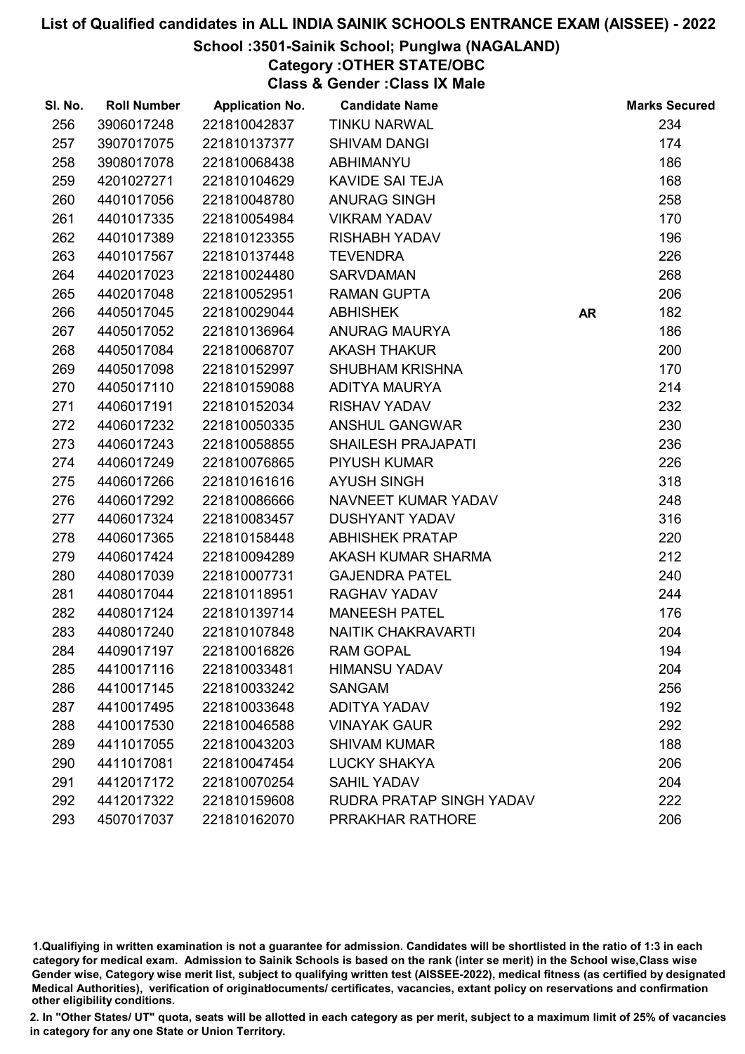# List of Qualified candidates in ALL INDIA SAINIK SCHOOLS ENTRANCE EXAM (AISSEE) - 2022

## School :3501-Sainik School; Punglwa (NAGALAND)

### Category :OTHER STATE/OBC

### Class & Gender :Class IX Male

| Sl. No. | Roll Number | Application No. | Candidate Name | | Marks Secured |
|---|---|---|---|---|---|
| 256 | 3906017248 | 221810042837 | TINKU NARWAL | | 234 |
| 257 | 3907017075 | 221810137377 | SHIVAM DANGI | | 174 |
| 258 | 3908017078 | 221810068438 | ABHIMANYU | | 186 |
| 259 | 4201027271 | 221810104629 | KAVIDE SAI TEJA | | 168 |
| 260 | 4401017056 | 221810048780 | ANURAG SINGH | | 258 |
| 261 | 4401017335 | 221810054984 | VIKRAM YADAV | | 170 |
| 262 | 4401017389 | 221810123355 | RISHABH YADAV | | 196 |
| 263 | 4401017567 | 221810137448 | TEVENDRA | | 226 |
| 264 | 4402017023 | 221810024480 | SARVDAMAN | | 268 |
| 265 | 4402017048 | 221810052951 | RAMAN GUPTA | | 206 |
| 266 | 4405017045 | 221810029044 | ABHISHEK | AR | 182 |
| 267 | 4405017052 | 221810136964 | ANURAG MAURYA | | 186 |
| 268 | 4405017084 | 221810068707 | AKASH THAKUR | | 200 |
| 269 | 4405017098 | 221810152997 | SHUBHAM KRISHNA | | 170 |
| 270 | 4405017110 | 221810159088 | ADITYA MAURYA | | 214 |
| 271 | 4406017191 | 221810152034 | RISHAV YADAV | | 232 |
| 272 | 4406017232 | 221810050335 | ANSHUL GANGWAR | | 230 |
| 273 | 4406017243 | 221810058855 | SHAILESH PRAJAPATI | | 236 |
| 274 | 4406017249 | 221810076865 | PIYUSH KUMAR | | 226 |
| 275 | 4406017266 | 221810161616 | AYUSH SINGH | | 318 |
| 276 | 4406017292 | 221810086666 | NAVNEET KUMAR YADAV | | 248 |
| 277 | 4406017324 | 221810083457 | DUSHYANT YADAV | | 316 |
| 278 | 4406017365 | 221810158448 | ABHISHEK PRATAP | | 220 |
| 279 | 4406017424 | 221810094289 | AKASH KUMAR SHARMA | | 212 |
| 280 | 4408017039 | 221810007731 | GAJENDRA PATEL | | 240 |
| 281 | 4408017044 | 221810118951 | RAGHAV YADAV | | 244 |
| 282 | 4408017124 | 221810139714 | MANEESH PATEL | | 176 |
| 283 | 4408017240 | 221810107848 | NAITIK CHAKRAVARTI | | 204 |
| 284 | 4409017197 | 221810016826 | RAM GOPAL | | 194 |
| 285 | 4410017116 | 221810033481 | HIMANSU YADAV | | 204 |
| 286 | 4410017145 | 221810033242 | SANGAM | | 256 |
| 287 | 4410017495 | 221810033648 | ADITYA YADAV | | 192 |
| 288 | 4410017530 | 221810046588 | VINAYAK GAUR | | 292 |
| 289 | 4411017055 | 221810043203 | SHIVAM KUMAR | | 188 |
| 290 | 4411017081 | 221810047454 | LUCKY SHAKYA | | 206 |
| 291 | 4412017172 | 221810070254 | SAHIL YADAV | | 204 |
| 292 | 4412017322 | 221810159608 | RUDRA PRATAP SINGH YADAV | | 222 |
| 293 | 4507017037 | 221810162070 | PRRAKHAR RATHORE | | 206 |

1.Qualifiying in written examination is not a guarantee for admission. Candidates will be shortlisted in the ratio of 1:3 in each category for medical exam. Admission to Sainik Schools is based on the rank (inter se merit) in the School wise,Class wise Gender wise, Category wise merit list, subject to qualifying written test (AISSEE-2022), medical fitness (as certified by designated Medical Authorities), verification of originaldocuments/ certificates, vacancies, extant policy on reservations and confirmation other eligibility conditions.

2. In "Other States/ UT" quota, seats will be allotted in each category as per merit, subject to a maximum limit of 25% of vacancies in category for any one State or Union Territory.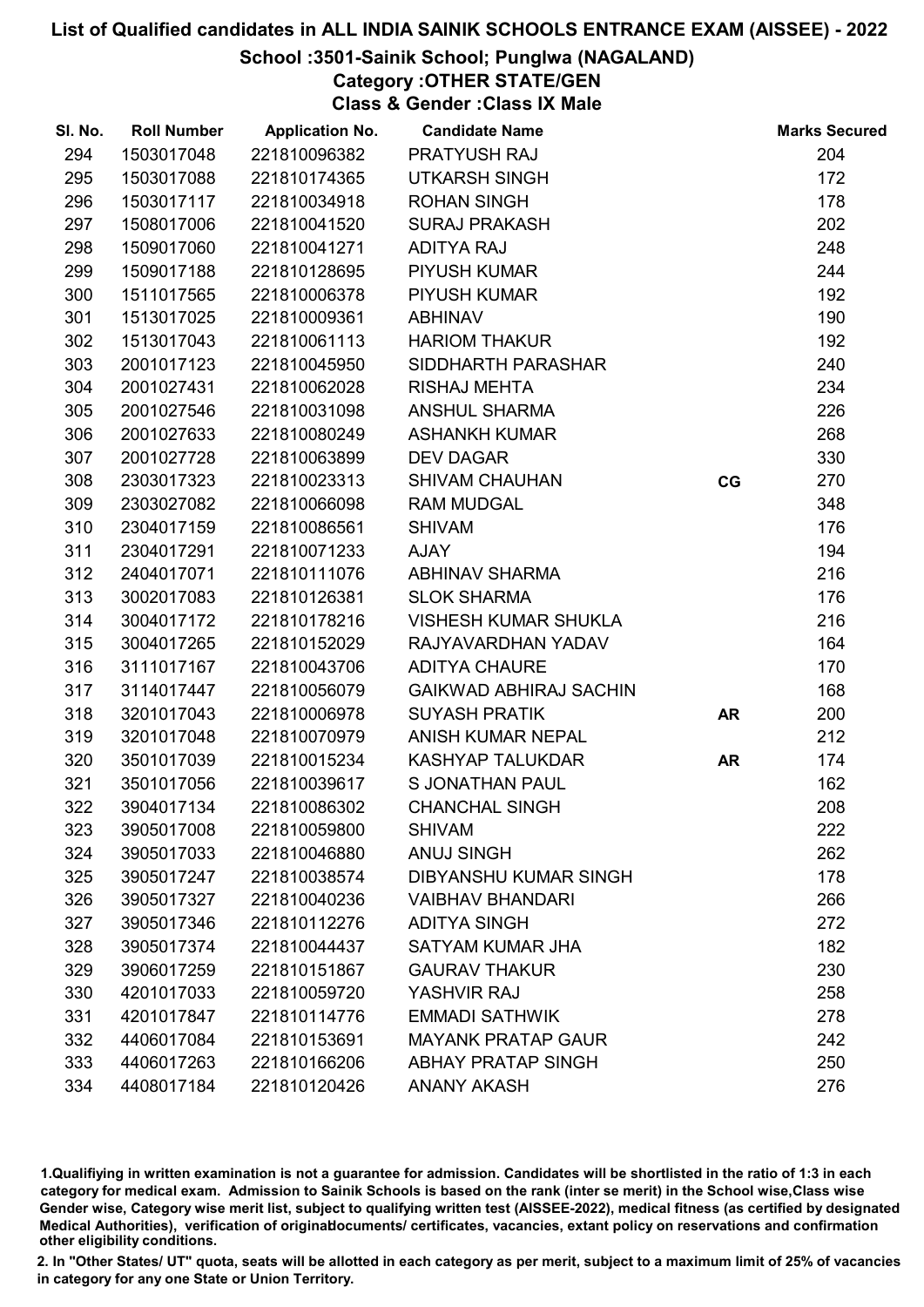# List of Qualified candidates in ALL INDIA SAINIK SCHOOLS ENTRANCE EXAM (AISSEE) - 2022

## School :3501-Sainik School; Punglwa (NAGALAND)

### Category :OTHER STATE/GEN

### Class & Gender :Class IX Male

| Sl. No. | Roll Number | Application No. | Candidate Name | | Marks Secured |
|---|---|---|---|---|---|
| 294 | 1503017048 | 221810096382 | PRATYUSH RAJ | | 204 |
| 295 | 1503017088 | 221810174365 | UTKARSH SINGH | | 172 |
| 296 | 1503017117 | 221810034918 | ROHAN SINGH | | 178 |
| 297 | 1508017006 | 221810041520 | SURAJ PRAKASH | | 202 |
| 298 | 1509017060 | 221810041271 | ADITYA RAJ | | 248 |
| 299 | 1509017188 | 221810128695 | PIYUSH KUMAR | | 244 |
| 300 | 1511017565 | 221810006378 | PIYUSH KUMAR | | 192 |
| 301 | 1513017025 | 221810009361 | ABHINAV | | 190 |
| 302 | 1513017043 | 221810061113 | HARIOM THAKUR | | 192 |
| 303 | 2001017123 | 221810045950 | SIDDHARTH PARASHAR | | 240 |
| 304 | 2001027431 | 221810062028 | RISHAJ MEHTA | | 234 |
| 305 | 2001027546 | 221810031098 | ANSHUL SHARMA | | 226 |
| 306 | 2001027633 | 221810080249 | ASHANKH KUMAR | | 268 |
| 307 | 2001027728 | 221810063899 | DEV DAGAR | | 330 |
| 308 | 2303017323 | 221810023313 | SHIVAM CHAUHAN | CG | 270 |
| 309 | 2303027082 | 221810066098 | RAM MUDGAL | | 348 |
| 310 | 2304017159 | 221810086561 | SHIVAM | | 176 |
| 311 | 2304017291 | 221810071233 | AJAY | | 194 |
| 312 | 2404017071 | 221810111076 | ABHINAV SHARMA | | 216 |
| 313 | 3002017083 | 221810126381 | SLOK SHARMA | | 176 |
| 314 | 3004017172 | 221810178216 | VISHESH KUMAR SHUKLA | | 216 |
| 315 | 3004017265 | 221810152029 | RAJYAVARDHAN YADAV | | 164 |
| 316 | 3111017167 | 221810043706 | ADITYA CHAURE | | 170 |
| 317 | 3114017447 | 221810056079 | GAIKWAD ABHIRAJ SACHIN | | 168 |
| 318 | 3201017043 | 221810006978 | SUYASH PRATIK | AR | 200 |
| 319 | 3201017048 | 221810070979 | ANISH KUMAR NEPAL | | 212 |
| 320 | 3501017039 | 221810015234 | KASHYAP TALUKDAR | AR | 174 |
| 321 | 3501017056 | 221810039617 | S JONATHAN PAUL | | 162 |
| 322 | 3904017134 | 221810086302 | CHANCHAL SINGH | | 208 |
| 323 | 3905017008 | 221810059800 | SHIVAM | | 222 |
| 324 | 3905017033 | 221810046880 | ANUJ SINGH | | 262 |
| 325 | 3905017247 | 221810038574 | DIBYANSHU KUMAR SINGH | | 178 |
| 326 | 3905017327 | 221810040236 | VAIBHAV BHANDARI | | 266 |
| 327 | 3905017346 | 221810112276 | ADITYA SINGH | | 272 |
| 328 | 3905017374 | 221810044437 | SATYAM KUMAR JHA | | 182 |
| 329 | 3906017259 | 221810151867 | GAURAV THAKUR | | 230 |
| 330 | 4201017033 | 221810059720 | YASHVIR RAJ | | 258 |
| 331 | 4201017847 | 221810114776 | EMMADI SATHWIK | | 278 |
| 332 | 4406017084 | 221810153691 | MAYANK PRATAP GAUR | | 242 |
| 333 | 4406017263 | 221810166206 | ABHAY PRATAP SINGH | | 250 |
| 334 | 4408017184 | 221810120426 | ANANY AKASH | | 276 |

1.Qualifiying in written examination is not a guarantee for admission. Candidates will be shortlisted in the ratio of 1:3 in each category for medical exam. Admission to Sainik Schools is based on the rank (inter se merit) in the School wise,Class wise Gender wise, Category wise merit list, subject to qualifying written test (AISSEE-2022), medical fitness (as certified by designated Medical Authorities), verification of originaldocuments/ certificates, vacancies, extant policy on reservations and confirmation other eligibility conditions.

2. In "Other States/ UT" quota, seats will be allotted in each category as per merit, subject to a maximum limit of 25% of vacancies in category for any one State or Union Territory.